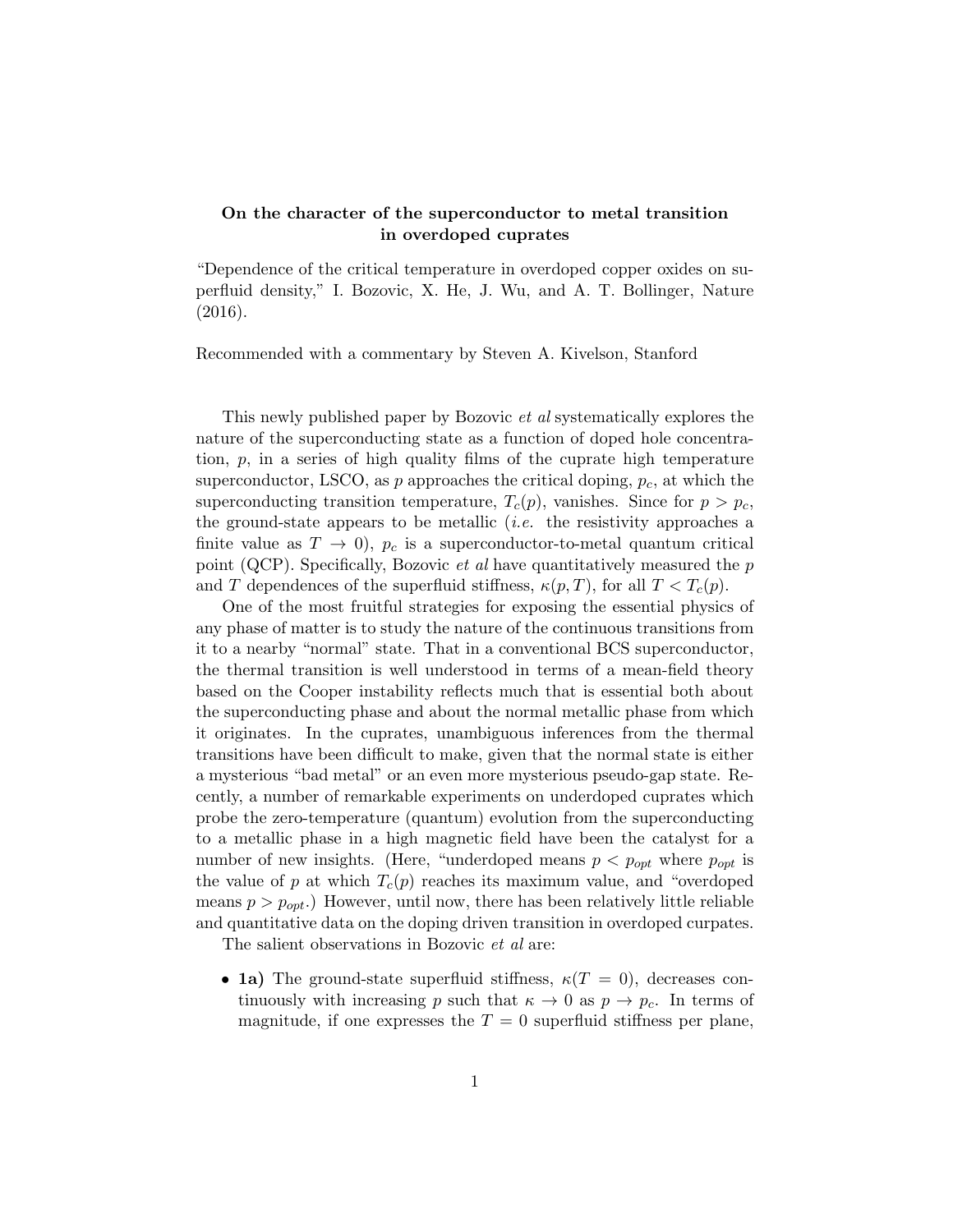**On the character of the superconductor to metal transition in overdoped cuprates**

"Dependence of the critical temperature in overdoped copper oxides on superfluid density," I. Bozovic, X. He, J. Wu, and A. T. Bollinger, Nature (2016).

Recommended with a commentary by Steven A. Kivelson, Stanford

This newly published paper by Bozovic *et al* systematically explores the nature of the superconducting state as a function of doped hole concentration, $p$, in a series of high quality films of the cuprate high temperature superconductor, LSCO, as $p$ approaches the critical doping, $p_c$, at which the superconducting transition temperature, $T_c(p)$, vanishes. Since for $p > p_c$, the ground-state appears to be metallic (*i.e.* the resistivity approaches a finite value as $T \to 0$), $p_c$ is a superconductor-to-metal quantum critical point (QCP). Specifically, Bozovic *et al* have quantitatively measured the $p$ and $T$ dependences of the superfluid stiffness, $\kappa(p, T)$, for all $T < T_c(p)$.

One of the most fruitful strategies for exposing the essential physics of any phase of matter is to study the nature of the continuous transitions from it to a nearby "normal" state. That in a conventional BCS superconductor, the thermal transition is well understood in terms of a mean-field theory based on the Cooper instability reflects much that is essential both about the superconducting phase and about the normal metallic phase from which it originates. In the cuprates, unambiguous inferences from the thermal transitions have been difficult to make, given that the normal state is either a mysterious "bad metal" or an even more mysterious pseudo-gap state. Recently, a number of remarkable experiments on underdoped cuprates which probe the zero-temperature (quantum) evolution from the superconducting to a metallic phase in a high magnetic field have been the catalyst for a number of new insights. (Here, "underdoped means $p < p_{opt}$ where $p_{opt}$ is the value of $p$ at which $T_c(p)$ reaches its maximum value, and "overdoped means $p > p_{opt}$.) However, until now, there has been relatively little reliable and quantitative data on the doping driven transition in overdoped curpates.

The salient observations in Bozovic *et al* are:

- **1a)** The ground-state superfluid stiffness, $\kappa(T = 0)$, decreases continuously with increasing $p$ such that $\kappa \to 0$ as $p \to p_c$. In terms of magnitude, if one expresses the $T = 0$ superfluid stiffness per plane,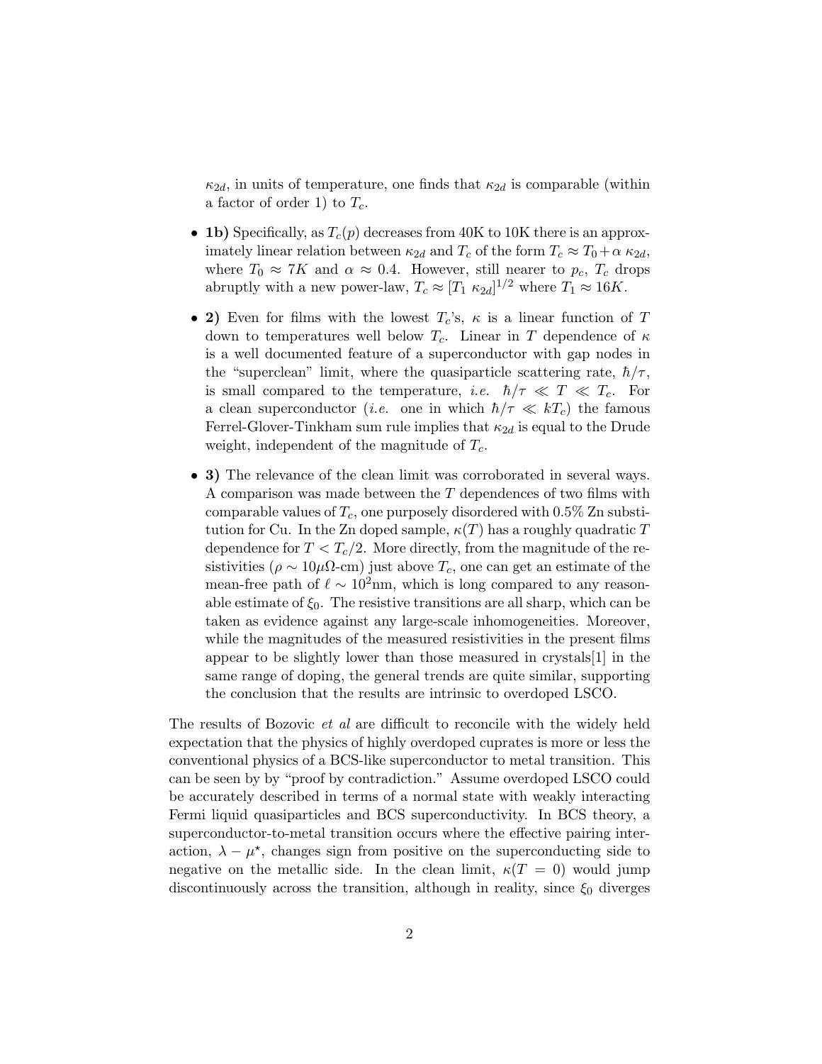$\kappa_{2d}$, in units of temperature, one finds that $\kappa_{2d}$ is comparable (within a factor of order 1) to $T_c$.

- **1b)** Specifically, as $T_c(p)$ decreases from 40K to 10K there is an approximately linear relation between $\kappa_{2d}$ and $T_c$ of the form $T_c \approx T_0 + \alpha\ \kappa_{2d}$, where $T_0 \approx 7K$ and $\alpha \approx 0.4$. However, still nearer to $p_c$, $T_c$ drops abruptly with a new power-law, $T_c \approx [T_1\ \kappa_{2d}]^{1/2}$ where $T_1 \approx 16K$.

- **2)** Even for films with the lowest $T_c$'s, $\kappa$ is a linear function of $T$ down to temperatures well below $T_c$. Linear in $T$ dependence of $\kappa$ is a well documented feature of a superconductor with gap nodes in the "superclean" limit, where the quasiparticle scattering rate, $\hbar/\tau$, is small compared to the temperature, *i.e.* $\hbar/\tau \ll T \ll T_c$. For a clean superconductor (*i.e.* one in which $\hbar/\tau \ll kT_c$) the famous Ferrel-Glover-Tinkham sum rule implies that $\kappa_{2d}$ is equal to the Drude weight, independent of the magnitude of $T_c$.

- **3)** The relevance of the clean limit was corroborated in several ways. A comparison was made between the $T$ dependences of two films with comparable values of $T_c$, one purposely disordered with 0.5% Zn substitution for Cu. In the Zn doped sample, $\kappa(T)$ has a roughly quadratic $T$ dependence for $T < T_c/2$. More directly, from the magnitude of the resistivities ($\rho \sim 10\mu\Omega$-cm) just above $T_c$, one can get an estimate of the mean-free path of $\ell \sim 10^2$nm, which is long compared to any reasonable estimate of $\xi_0$. The resistive transitions are all sharp, which can be taken as evidence against any large-scale inhomogeneities. Moreover, while the magnitudes of the measured resistivities in the present films appear to be slightly lower than those measured in crystals[1] in the same range of doping, the general trends are quite similar, supporting the conclusion that the results are intrinsic to overdoped LSCO.

The results of Bozovic *et al* are difficult to reconcile with the widely held expectation that the physics of highly overdoped cuprates is more or less the conventional physics of a BCS-like superconductor to metal transition. This can be seen by by "proof by contradiction." Assume overdoped LSCO could be accurately described in terms of a normal state with weakly interacting Fermi liquid quasiparticles and BCS superconductivity. In BCS theory, a superconductor-to-metal transition occurs where the effective pairing interaction, $\lambda - \mu^\star$, changes sign from positive on the superconducting side to negative on the metallic side. In the clean limit, $\kappa(T = 0)$ would jump discontinuously across the transition, although in reality, since $\xi_0$ diverges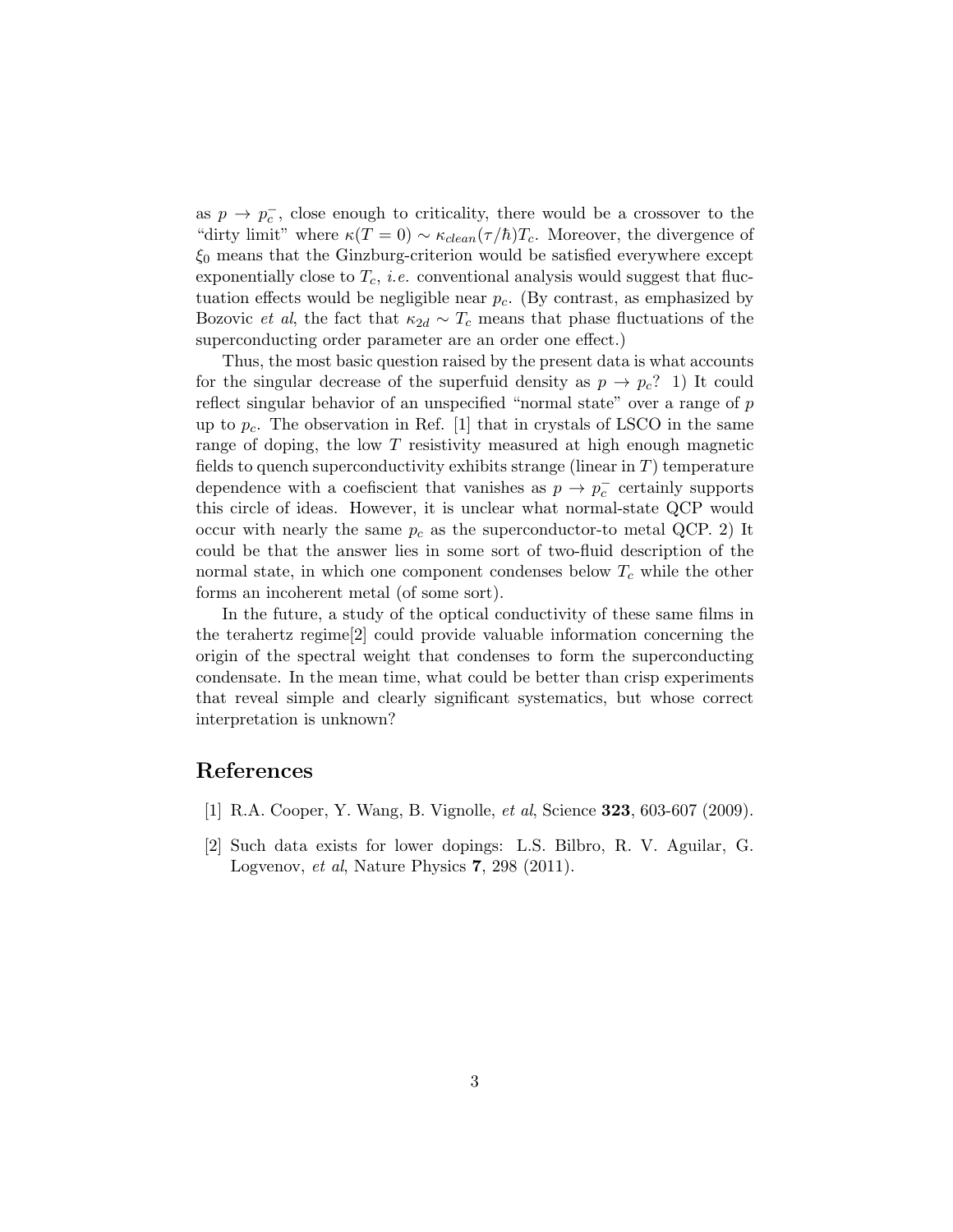as $p \to p_c^-$, close enough to criticality, there would be a crossover to the "dirty limit" where $\kappa(T=0) \sim \kappa_{clean}(\tau/\hbar)T_c$. Moreover, the divergence of $\xi_0$ means that the Ginzburg-criterion would be satisfied everywhere except exponentially close to $T_c$, *i.e.* conventional analysis would suggest that fluctuation effects would be negligible near $p_c$. (By contrast, as emphasized by Bozovic *et al*, the fact that $\kappa_{2d} \sim T_c$ means that phase fluctuations of the superconducting order parameter are an order one effect.)

Thus, the most basic question raised by the present data is what accounts for the singular decrease of the superfuid density as $p \to p_c$? 1) It could reflect singular behavior of an unspecified "normal state" over a range of $p$ up to $p_c$. The observation in Ref. [1] that in crystals of LSCO in the same range of doping, the low $T$ resistivity measured at high enough magnetic fields to quench superconductivity exhibits strange (linear in $T$) temperature dependence with a coefiscient that vanishes as $p \to p_c^-$ certainly supports this circle of ideas. However, it is unclear what normal-state QCP would occur with nearly the same $p_c$ as the superconductor-to metal QCP. 2) It could be that the answer lies in some sort of two-fluid description of the normal state, in which one component condenses below $T_c$ while the other forms an incoherent metal (of some sort).

In the future, a study of the optical conductivity of these same films in the terahertz regime[2] could provide valuable information concerning the origin of the spectral weight that condenses to form the superconducting condensate. In the mean time, what could be better than crisp experiments that reveal simple and clearly significant systematics, but whose correct interpretation is unknown?

# References

[1] R.A. Cooper, Y. Wang, B. Vignolle, *et al*, Science **323**, 603-607 (2009).

[2] Such data exists for lower dopings: L.S. Bilbro, R. V. Aguilar, G. Logvenov, *et al*, Nature Physics **7**, 298 (2011).